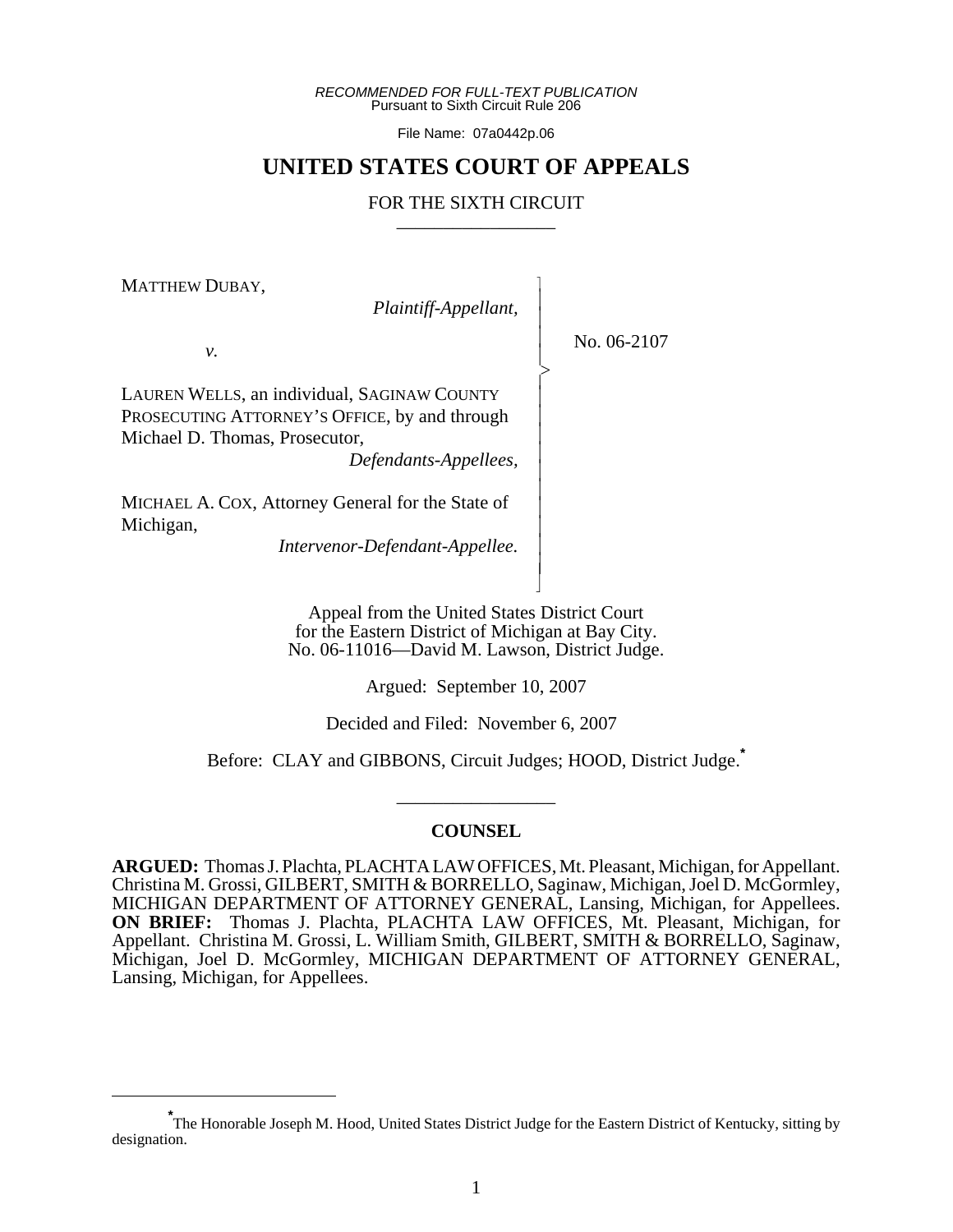*RECOMMENDED FOR FULL-TEXT PUBLICATION*
Pursuant to Sixth Circuit Rule 206

File Name: 07a0442p.06

# UNITED STATES COURT OF APPEALS

## FOR THE SIXTH CIRCUIT

MATTHEW DUBAY,
*Plaintiff-Appellant,*

*v.*

LAUREN WELLS, an individual, SAGINAW COUNTY PROSECUTING ATTORNEY'S OFFICE, by and through Michael D. Thomas, Prosecutor,
*Defendants-Appellees,*

MICHAEL A. COX, Attorney General for the State of Michigan,
*Intervenor-Defendant-Appellee.*

No. 06-2107

Appeal from the United States District Court
for the Eastern District of Michigan at Bay City.
No. 06-11016—David M. Lawson, District Judge.

Argued: September 10, 2007

Decided and Filed: November 6, 2007

Before: CLAY and GIBBONS, Circuit Judges; HOOD, District Judge.*

### COUNSEL

**ARGUED:** Thomas J. Plachta, PLACHTA LAW OFFICES, Mt. Pleasant, Michigan, for Appellant. Christina M. Grossi, GILBERT, SMITH & BORRELLO, Saginaw, Michigan, Joel D. McGormley, MICHIGAN DEPARTMENT OF ATTORNEY GENERAL, Lansing, Michigan, for Appellees. **ON BRIEF:** Thomas J. Plachta, PLACHTA LAW OFFICES, Mt. Pleasant, Michigan, for Appellant. Christina M. Grossi, L. William Smith, GILBERT, SMITH & BORRELLO, Saginaw, Michigan, Joel D. McGormley, MICHIGAN DEPARTMENT OF ATTORNEY GENERAL, Lansing, Michigan, for Appellees.

* The Honorable Joseph M. Hood, United States District Judge for the Eastern District of Kentucky, sitting by designation.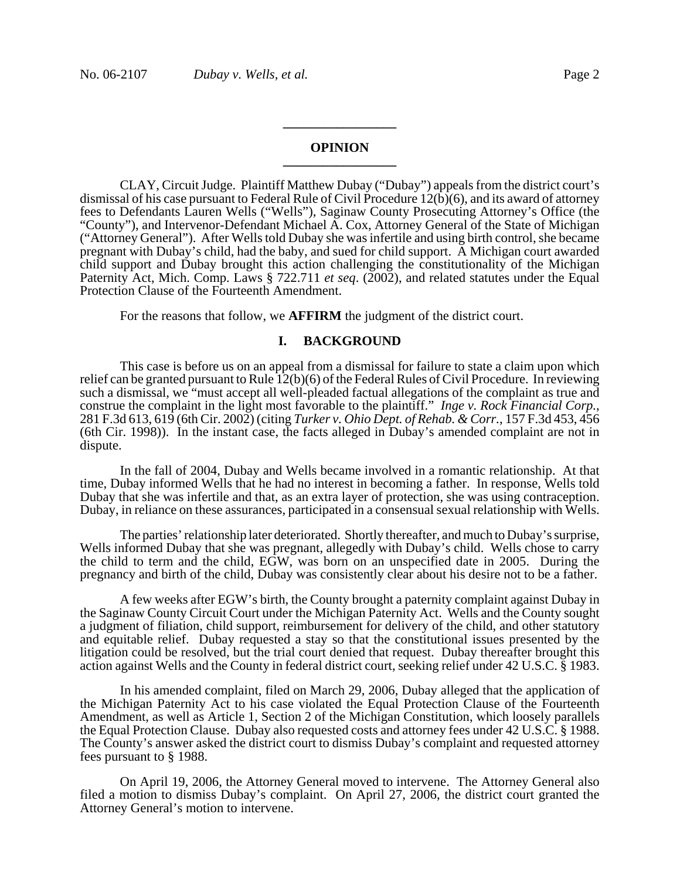## OPINION

CLAY, Circuit Judge. Plaintiff Matthew Dubay ("Dubay") appeals from the district court's dismissal of his case pursuant to Federal Rule of Civil Procedure 12(b)(6), and its award of attorney fees to Defendants Lauren Wells ("Wells"), Saginaw County Prosecuting Attorney's Office (the "County"), and Intervenor-Defendant Michael A. Cox, Attorney General of the State of Michigan ("Attorney General"). After Wells told Dubay she was infertile and using birth control, she became pregnant with Dubay's child, had the baby, and sued for child support. A Michigan court awarded child support and Dubay brought this action challenging the constitutionality of the Michigan Paternity Act, Mich. Comp. Laws § 722.711 *et seq*. (2002), and related statutes under the Equal Protection Clause of the Fourteenth Amendment.

For the reasons that follow, we **AFFIRM** the judgment of the district court.

### I. BACKGROUND

This case is before us on an appeal from a dismissal for failure to state a claim upon which relief can be granted pursuant to Rule 12(b)(6) of the Federal Rules of Civil Procedure. In reviewing such a dismissal, we "must accept all well-pleaded factual allegations of the complaint as true and construe the complaint in the light most favorable to the plaintiff." *Inge v. Rock Financial Corp.*, 281 F.3d 613, 619 (6th Cir. 2002) (citing *Turker v. Ohio Dept. of Rehab. & Corr.*, 157 F.3d 453, 456 (6th Cir. 1998)). In the instant case, the facts alleged in Dubay's amended complaint are not in dispute.

In the fall of 2004, Dubay and Wells became involved in a romantic relationship. At that time, Dubay informed Wells that he had no interest in becoming a father. In response, Wells told Dubay that she was infertile and that, as an extra layer of protection, she was using contraception. Dubay, in reliance on these assurances, participated in a consensual sexual relationship with Wells.

The parties' relationship later deteriorated. Shortly thereafter, and much to Dubay's surprise, Wells informed Dubay that she was pregnant, allegedly with Dubay's child. Wells chose to carry the child to term and the child, EGW, was born on an unspecified date in 2005. During the pregnancy and birth of the child, Dubay was consistently clear about his desire not to be a father.

A few weeks after EGW's birth, the County brought a paternity complaint against Dubay in the Saginaw County Circuit Court under the Michigan Paternity Act. Wells and the County sought a judgment of filiation, child support, reimbursement for delivery of the child, and other statutory and equitable relief. Dubay requested a stay so that the constitutional issues presented by the litigation could be resolved, but the trial court denied that request. Dubay thereafter brought this action against Wells and the County in federal district court, seeking relief under 42 U.S.C. § 1983.

In his amended complaint, filed on March 29, 2006, Dubay alleged that the application of the Michigan Paternity Act to his case violated the Equal Protection Clause of the Fourteenth Amendment, as well as Article 1, Section 2 of the Michigan Constitution, which loosely parallels the Equal Protection Clause. Dubay also requested costs and attorney fees under 42 U.S.C. § 1988. The County's answer asked the district court to dismiss Dubay's complaint and requested attorney fees pursuant to § 1988.

On April 19, 2006, the Attorney General moved to intervene. The Attorney General also filed a motion to dismiss Dubay's complaint. On April 27, 2006, the district court granted the Attorney General's motion to intervene.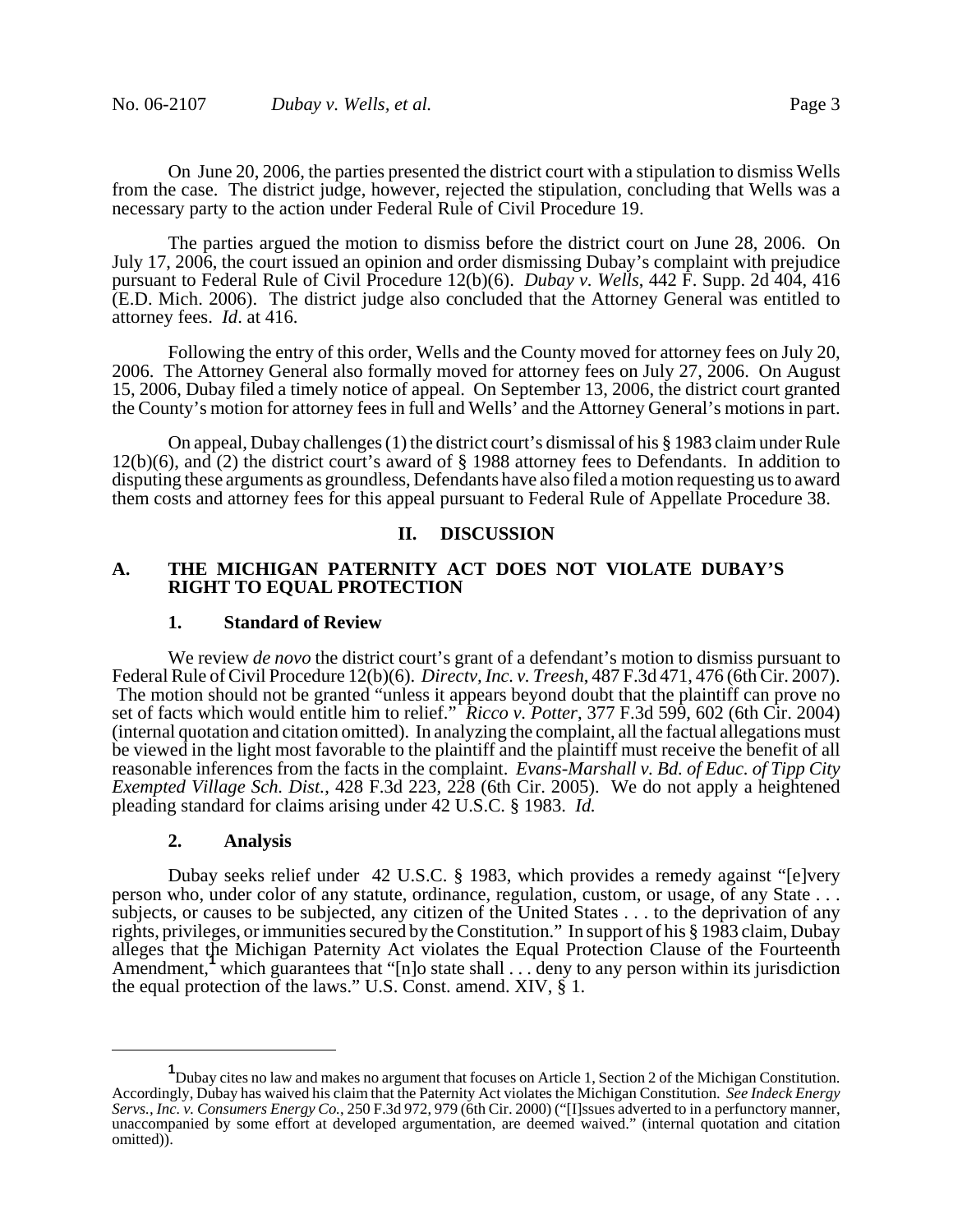On June 20, 2006, the parties presented the district court with a stipulation to dismiss Wells from the case. The district judge, however, rejected the stipulation, concluding that Wells was a necessary party to the action under Federal Rule of Civil Procedure 19.

The parties argued the motion to dismiss before the district court on June 28, 2006. On July 17, 2006, the court issued an opinion and order dismissing Dubay's complaint with prejudice pursuant to Federal Rule of Civil Procedure 12(b)(6). *Dubay v. Wells*, 442 F. Supp. 2d 404, 416 (E.D. Mich. 2006). The district judge also concluded that the Attorney General was entitled to attorney fees. *Id*. at 416.

Following the entry of this order, Wells and the County moved for attorney fees on July 20, 2006. The Attorney General also formally moved for attorney fees on July 27, 2006. On August 15, 2006, Dubay filed a timely notice of appeal. On September 13, 2006, the district court granted the County's motion for attorney fees in full and Wells' and the Attorney General's motions in part.

On appeal, Dubay challenges (1) the district court's dismissal of his § 1983 claim under Rule 12(b)(6), and (2) the district court's award of § 1988 attorney fees to Defendants. In addition to disputing these arguments as groundless, Defendants have also filed a motion requesting us to award them costs and attorney fees for this appeal pursuant to Federal Rule of Appellate Procedure 38.

## II. DISCUSSION

### A. THE MICHIGAN PATERNITY ACT DOES NOT VIOLATE DUBAY'S RIGHT TO EQUAL PROTECTION

#### 1. Standard of Review

We review *de novo* the district court's grant of a defendant's motion to dismiss pursuant to Federal Rule of Civil Procedure 12(b)(6). *Directv, Inc. v. Treesh*, 487 F.3d 471, 476 (6th Cir. 2007). The motion should not be granted "unless it appears beyond doubt that the plaintiff can prove no set of facts which would entitle him to relief." *Ricco v. Potter*, 377 F.3d 599, 602 (6th Cir. 2004) (internal quotation and citation omitted). In analyzing the complaint, all the factual allegations must be viewed in the light most favorable to the plaintiff and the plaintiff must receive the benefit of all reasonable inferences from the facts in the complaint. *Evans-Marshall v. Bd. of Educ. of Tipp City Exempted Village Sch. Dist.*, 428 F.3d 223, 228 (6th Cir. 2005). We do not apply a heightened pleading standard for claims arising under 42 U.S.C. § 1983. *Id.*

#### 2. Analysis

Dubay seeks relief under 42 U.S.C. § 1983, which provides a remedy against "[e]very person who, under color of any statute, ordinance, regulation, custom, or usage, of any State . . . subjects, or causes to be subjected, any citizen of the United States . . . to the deprivation of any rights, privileges, or immunities secured by the Constitution." In support of his § 1983 claim, Dubay alleges that the Michigan Paternity Act violates the Equal Protection Clause of the Fourteenth Amendment,[1] which guarantees that "[n]o state shall . . . deny to any person within its jurisdiction the equal protection of the laws." U.S. Const. amend. XIV, § 1.

---

[1] Dubay cites no law and makes no argument that focuses on Article 1, Section 2 of the Michigan Constitution. Accordingly, Dubay has waived his claim that the Paternity Act violates the Michigan Constitution. *See Indeck Energy Servs., Inc. v. Consumers Energy Co.*, 250 F.3d 972, 979 (6th Cir. 2000) ("[I]ssues adverted to in a perfunctory manner, unaccompanied by some effort at developed argumentation, are deemed waived." (internal quotation and citation omitted)).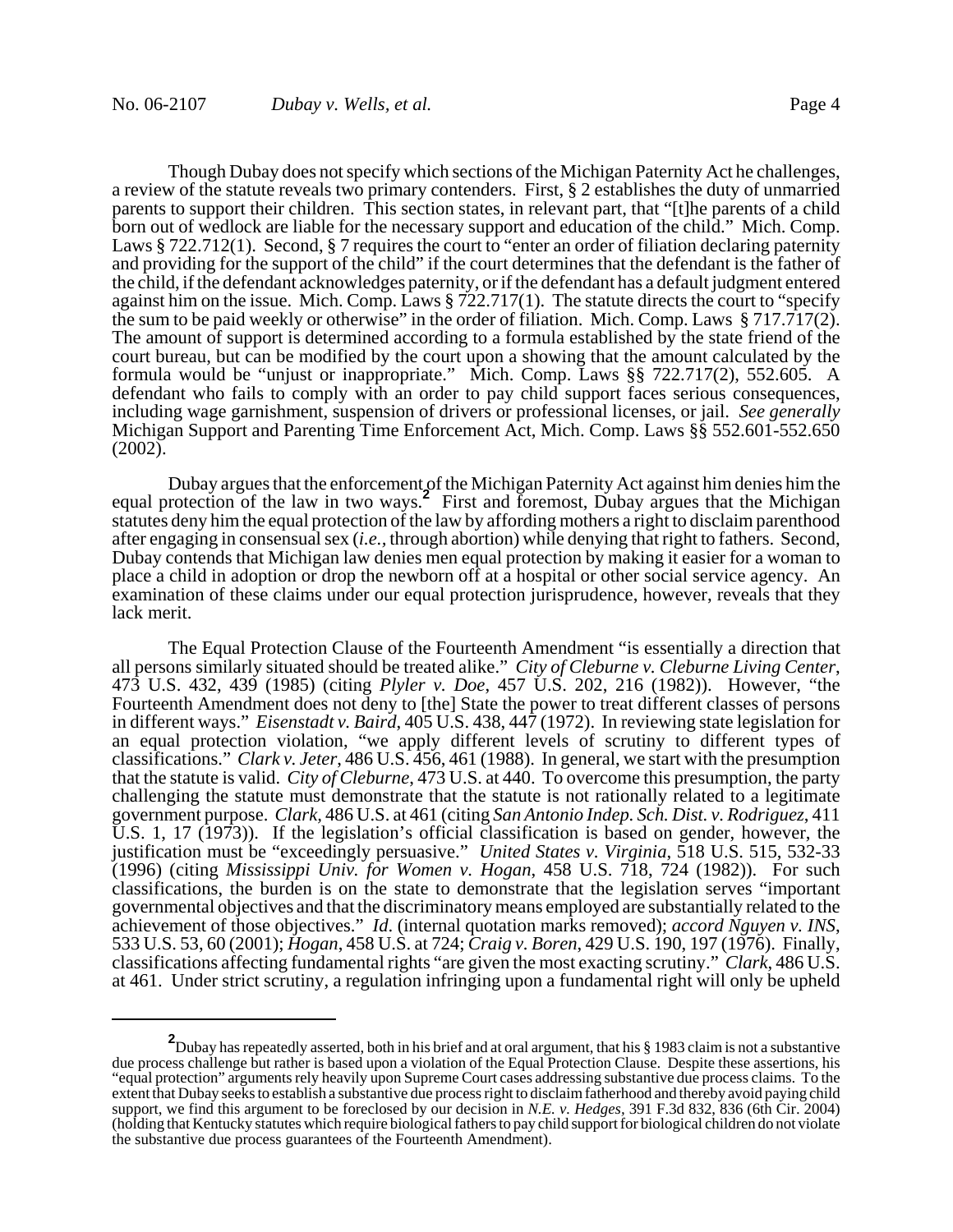Though Dubay does not specify which sections of the Michigan Paternity Act he challenges, a review of the statute reveals two primary contenders. First, § 2 establishes the duty of unmarried parents to support their children. This section states, in relevant part, that "[t]he parents of a child born out of wedlock are liable for the necessary support and education of the child." Mich. Comp. Laws § 722.712(1). Second, § 7 requires the court to "enter an order of filiation declaring paternity and providing for the support of the child" if the court determines that the defendant is the father of the child, if the defendant acknowledges paternity, or if the defendant has a default judgment entered against him on the issue. Mich. Comp. Laws § 722.717(1). The statute directs the court to "specify the sum to be paid weekly or otherwise" in the order of filiation. Mich. Comp. Laws § 717.717(2). The amount of support is determined according to a formula established by the state friend of the court bureau, but can be modified by the court upon a showing that the amount calculated by the formula would be "unjust or inappropriate." Mich. Comp. Laws §§ 722.717(2), 552.605. A defendant who fails to comply with an order to pay child support faces serious consequences, including wage garnishment, suspension of drivers or professional licenses, or jail. *See generally* Michigan Support and Parenting Time Enforcement Act, Mich. Comp. Laws §§ 552.601-552.650 (2002).

Dubay argues that the enforcement of the Michigan Paternity Act against him denies him the equal protection of the law in two ways.[2] First and foremost, Dubay argues that the Michigan statutes deny him the equal protection of the law by affording mothers a right to disclaim parenthood after engaging in consensual sex (*i.e.*, through abortion) while denying that right to fathers. Second, Dubay contends that Michigan law denies men equal protection by making it easier for a woman to place a child in adoption or drop the newborn off at a hospital or other social service agency. An examination of these claims under our equal protection jurisprudence, however, reveals that they lack merit.

The Equal Protection Clause of the Fourteenth Amendment "is essentially a direction that all persons similarly situated should be treated alike." *City of Cleburne v. Cleburne Living Center*, 473 U.S. 432, 439 (1985) (citing *Plyler v. Doe*, 457 U.S. 202, 216 (1982)). However, "the Fourteenth Amendment does not deny to [the] State the power to treat different classes of persons in different ways." *Eisenstadt v. Baird*, 405 U.S. 438, 447 (1972). In reviewing state legislation for an equal protection violation, "we apply different levels of scrutiny to different types of classifications." *Clark v. Jeter*, 486 U.S. 456, 461 (1988). In general, we start with the presumption that the statute is valid. *City of Cleburne*, 473 U.S. at 440. To overcome this presumption, the party challenging the statute must demonstrate that the statute is not rationally related to a legitimate government purpose. *Clark,* 486 U.S. at 461 (citing *San Antonio Indep. Sch. Dist. v. Rodriguez*, 411 U.S. 1, 17 (1973)). If the legislation's official classification is based on gender, however, the justification must be "exceedingly persuasive." *United States v. Virginia*, 518 U.S. 515, 532-33 (1996) (citing *Mississippi Univ. for Women v. Hogan*, 458 U.S. 718, 724 (1982)). For such classifications, the burden is on the state to demonstrate that the legislation serves "important governmental objectives and that the discriminatory means employed are substantially related to the achievement of those objectives." *Id*. (internal quotation marks removed); *accord Nguyen v. INS*, 533 U.S. 53, 60 (2001); *Hogan*, 458 U.S. at 724; *Craig v. Boren*, 429 U.S. 190, 197 (1976). Finally, classifications affecting fundamental rights "are given the most exacting scrutiny." *Clark*, 486 U.S. at 461. Under strict scrutiny, a regulation infringing upon a fundamental right will only be upheld

[2] Dubay has repeatedly asserted, both in his brief and at oral argument, that his § 1983 claim is not a substantive due process challenge but rather is based upon a violation of the Equal Protection Clause. Despite these assertions, his "equal protection" arguments rely heavily upon Supreme Court cases addressing substantive due process claims. To the extent that Dubay seeks to establish a substantive due process right to disclaim fatherhood and thereby avoid paying child support, we find this argument to be foreclosed by our decision in *N.E. v. Hedges*, 391 F.3d 832, 836 (6th Cir. 2004) (holding that Kentucky statutes which require biological fathers to pay child support for biological children do not violate the substantive due process guarantees of the Fourteenth Amendment).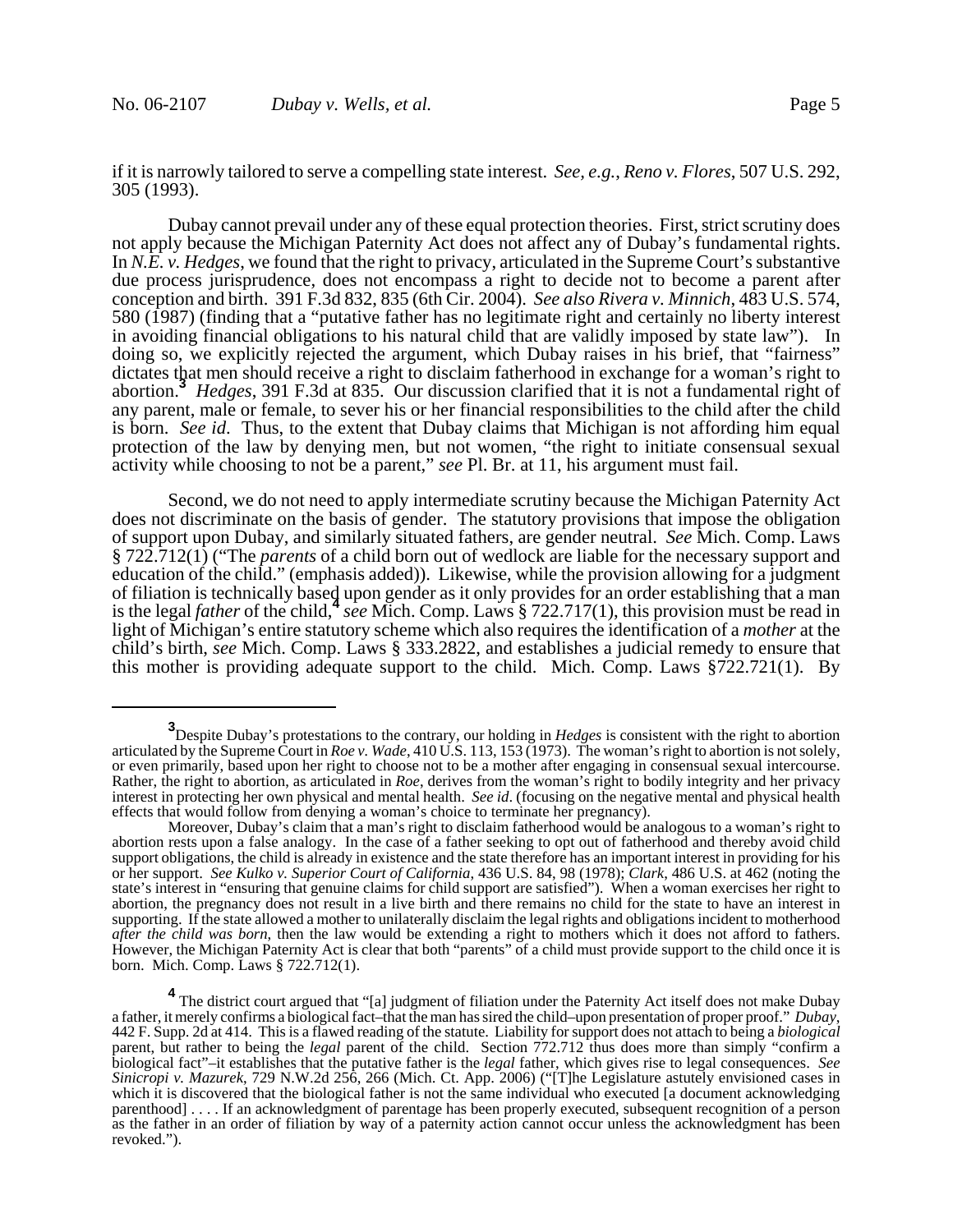if it is narrowly tailored to serve a compelling state interest. *See, e.g.*, *Reno v. Flores*, 507 U.S. 292, 305 (1993).

Dubay cannot prevail under any of these equal protection theories. First, strict scrutiny does not apply because the Michigan Paternity Act does not affect any of Dubay's fundamental rights. In *N.E. v. Hedges*, we found that the right to privacy, articulated in the Supreme Court's substantive due process jurisprudence, does not encompass a right to decide not to become a parent after conception and birth. 391 F.3d 832, 835 (6th Cir. 2004). *See also Rivera v. Minnich*, 483 U.S. 574, 580 (1987) (finding that a "putative father has no legitimate right and certainly no liberty interest in avoiding financial obligations to his natural child that are validly imposed by state law"). In doing so, we explicitly rejected the argument, which Dubay raises in his brief, that "fairness" dictates that men should receive a right to disclaim fatherhood in exchange for a woman's right to abortion.[3] *Hedges*, 391 F.3d at 835. Our discussion clarified that it is not a fundamental right of any parent, male or female, to sever his or her financial responsibilities to the child after the child is born. *See id.* Thus, to the extent that Dubay claims that Michigan is not affording him equal protection of the law by denying men, but not women, "the right to initiate consensual sexual activity while choosing to not be a parent," *see* Pl. Br. at 11, his argument must fail.

Second, we do not need to apply intermediate scrutiny because the Michigan Paternity Act does not discriminate on the basis of gender. The statutory provisions that impose the obligation of support upon Dubay, and similarly situated fathers, are gender neutral. *See* Mich. Comp. Laws § 722.712(1) ("The *parents* of a child born out of wedlock are liable for the necessary support and education of the child." (emphasis added)). Likewise, while the provision allowing for a judgment of filiation is technically based upon gender as it only provides for an order establishing that a man is the legal *father* of the child,[4] *see* Mich. Comp. Laws § 722.717(1), this provision must be read in light of Michigan's entire statutory scheme which also requires the identification of a *mother* at the child's birth, *see* Mich. Comp. Laws § 333.2822, and establishes a judicial remedy to ensure that this mother is providing adequate support to the child. Mich. Comp. Laws §722.721(1). By

---

[3] Despite Dubay's protestations to the contrary, our holding in *Hedges* is consistent with the right to abortion articulated by the Supreme Court in *Roe v. Wade*, 410 U.S. 113, 153 (1973). The woman's right to abortion is not solely, or even primarily, based upon her right to choose not to be a mother after engaging in consensual sexual intercourse. Rather, the right to abortion, as articulated in *Roe*, derives from the woman's right to bodily integrity and her privacy interest in protecting her own physical and mental health. *See id*. (focusing on the negative mental and physical health effects that would follow from denying a woman's choice to terminate her pregnancy).

Moreover, Dubay's claim that a man's right to disclaim fatherhood would be analogous to a woman's right to abortion rests upon a false analogy. In the case of a father seeking to opt out of fatherhood and thereby avoid child support obligations, the child is already in existence and the state therefore has an important interest in providing for his or her support. *See Kulko v. Superior Court of California*, 436 U.S. 84, 98 (1978); *Clark*, 486 U.S. at 462 (noting the state's interest in "ensuring that genuine claims for child support are satisfied"). When a woman exercises her right to abortion, the pregnancy does not result in a live birth and there remains no child for the state to have an interest in supporting. If the state allowed a mother to unilaterally disclaim the legal rights and obligations incident to motherhood *after the child was born*, then the law would be extending a right to mothers which it does not afford to fathers. However, the Michigan Paternity Act is clear that both "parents" of a child must provide support to the child once it is born. Mich. Comp. Laws § 722.712(1).

[4] The district court argued that "[a] judgment of filiation under the Paternity Act itself does not make Dubay a father, it merely confirms a biological fact–that the man has sired the child–upon presentation of proper proof." *Dubay*, 442 F. Supp. 2d at 414. This is a flawed reading of the statute. Liability for support does not attach to being a *biological* parent, but rather to being the *legal* parent of the child. Section 772.712 thus does more than simply "confirm a biological fact"–it establishes that the putative father is the *legal* father, which gives rise to legal consequences. *See Sinicropi v. Mazurek*, 729 N.W.2d 256, 266 (Mich. Ct. App. 2006) ("[T]he Legislature astutely envisioned cases in which it is discovered that the biological father is not the same individual who executed [a document acknowledging parenthood] . . . . If an acknowledgment of parentage has been properly executed, subsequent recognition of a person as the father in an order of filiation by way of a paternity action cannot occur unless the acknowledgment has been revoked.").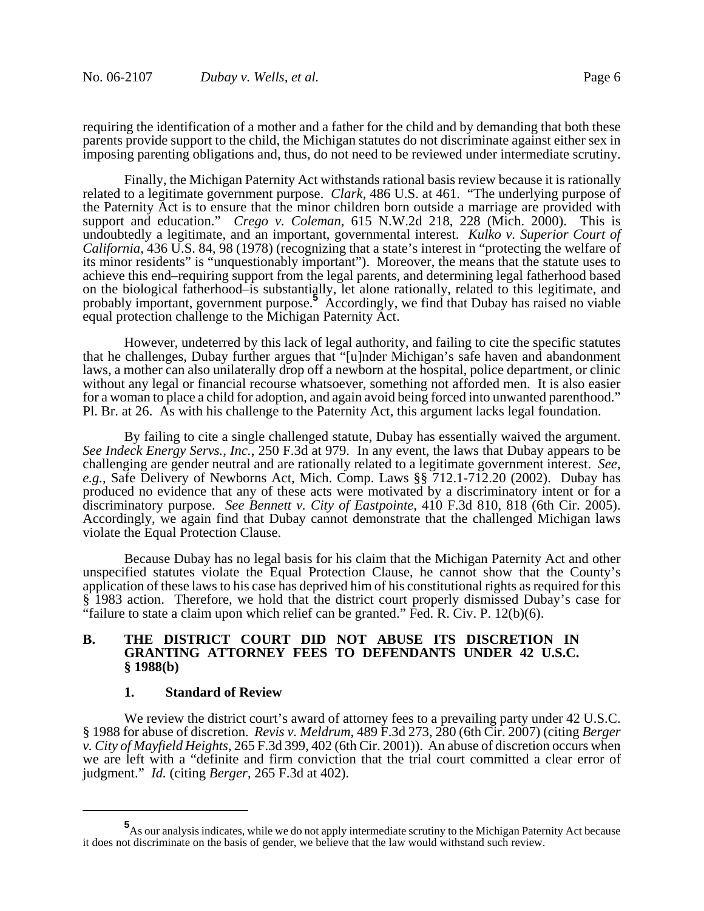requiring the identification of a mother and a father for the child and by demanding that both these parents provide support to the child, the Michigan statutes do not discriminate against either sex in imposing parenting obligations and, thus, do not need to be reviewed under intermediate scrutiny.

Finally, the Michigan Paternity Act withstands rational basis review because it is rationally related to a legitimate government purpose. *Clark*, 486 U.S. at 461. "The underlying purpose of the Paternity Act is to ensure that the minor children born outside a marriage are provided with support and education." *Crego v. Coleman*, 615 N.W.2d 218, 228 (Mich. 2000). This is undoubtedly a legitimate, and an important, governmental interest. *Kulko v. Superior Court of California*, 436 U.S. 84, 98 (1978) (recognizing that a state's interest in "protecting the welfare of its minor residents" is "unquestionably important"). Moreover, the means that the statute uses to achieve this end–requiring support from the legal parents, and determining legal fatherhood based on the biological fatherhood–is substantially, let alone rationally, related to this legitimate, and probably important, government purpose.[5] Accordingly, we find that Dubay has raised no viable equal protection challenge to the Michigan Paternity Act.

However, undeterred by this lack of legal authority, and failing to cite the specific statutes that he challenges, Dubay further argues that "[u]nder Michigan's safe haven and abandonment laws, a mother can also unilaterally drop off a newborn at the hospital, police department, or clinic without any legal or financial recourse whatsoever, something not afforded men. It is also easier for a woman to place a child for adoption, and again avoid being forced into unwanted parenthood." Pl. Br. at 26. As with his challenge to the Paternity Act, this argument lacks legal foundation.

By failing to cite a single challenged statute, Dubay has essentially waived the argument. *See Indeck Energy Servs., Inc.*, 250 F.3d at 979. In any event, the laws that Dubay appears to be challenging are gender neutral and are rationally related to a legitimate government interest. *See, e.g.*, Safe Delivery of Newborns Act, Mich. Comp. Laws §§ 712.1-712.20 (2002). Dubay has produced no evidence that any of these acts were motivated by a discriminatory intent or for a discriminatory purpose. *See Bennett v. City of Eastpointe*, 410 F.3d 810, 818 (6th Cir. 2005). Accordingly, we again find that Dubay cannot demonstrate that the challenged Michigan laws violate the Equal Protection Clause.

Because Dubay has no legal basis for his claim that the Michigan Paternity Act and other unspecified statutes violate the Equal Protection Clause, he cannot show that the County's application of these laws to his case has deprived him of his constitutional rights as required for this § 1983 action. Therefore, we hold that the district court properly dismissed Dubay's case for "failure to state a claim upon which relief can be granted." Fed. R. Civ. P. 12(b)(6).

## B. THE DISTRICT COURT DID NOT ABUSE ITS DISCRETION IN GRANTING ATTORNEY FEES TO DEFENDANTS UNDER 42 U.S.C. § 1988(b)

### 1. Standard of Review

We review the district court's award of attorney fees to a prevailing party under 42 U.S.C. § 1988 for abuse of discretion. *Revis v. Meldrum*, 489 F.3d 273, 280 (6th Cir. 2007) (citing *Berger v. City of Mayfield Heights*, 265 F.3d 399, 402 (6th Cir. 2001)). An abuse of discretion occurs when we are left with a "definite and firm conviction that the trial court committed a clear error of judgment." *Id.* (citing *Berger*, 265 F.3d at 402).

[5] As our analysis indicates, while we do not apply intermediate scrutiny to the Michigan Paternity Act because it does not discriminate on the basis of gender, we believe that the law would withstand such review.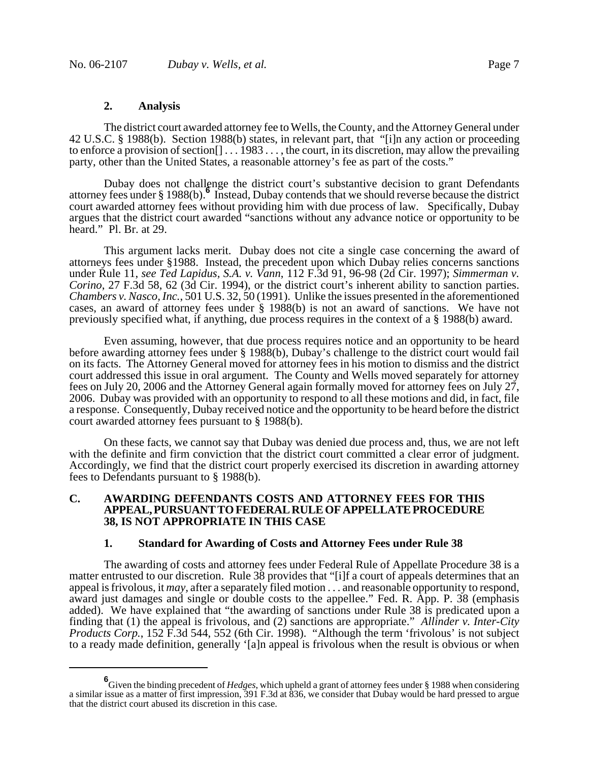### 2. Analysis

The district court awarded attorney fee to Wells, the County, and the Attorney General under 42 U.S.C. § 1988(b). Section 1988(b) states, in relevant part, that "[i]n any action or proceeding to enforce a provision of section[] . . . 1983 . . . , the court, in its discretion, may allow the prevailing party, other than the United States, a reasonable attorney's fee as part of the costs."

Dubay does not challenge the district court's substantive decision to grant Defendants attorney fees under § 1988(b).[6] Instead, Dubay contends that we should reverse because the district court awarded attorney fees without providing him with due process of law. Specifically, Dubay argues that the district court awarded "sanctions without any advance notice or opportunity to be heard." Pl. Br. at 29.

This argument lacks merit. Dubay does not cite a single case concerning the award of attorneys fees under §1988. Instead, the precedent upon which Dubay relies concerns sanctions under Rule 11, *see Ted Lapidus, S.A. v. Vann*, 112 F.3d 91, 96-98 (2d Cir. 1997); *Simmerman v. Corino*, 27 F.3d 58, 62 (3d Cir. 1994), or the district court's inherent ability to sanction parties. *Chambers v. Nasco, Inc.*, 501 U.S. 32, 50 (1991). Unlike the issues presented in the aforementioned cases, an award of attorney fees under § 1988(b) is not an award of sanctions. We have not previously specified what, if anything, due process requires in the context of a § 1988(b) award.

Even assuming, however, that due process requires notice and an opportunity to be heard before awarding attorney fees under § 1988(b), Dubay's challenge to the district court would fail on its facts. The Attorney General moved for attorney fees in his motion to dismiss and the district court addressed this issue in oral argument. The County and Wells moved separately for attorney fees on July 20, 2006 and the Attorney General again formally moved for attorney fees on July 27, 2006. Dubay was provided with an opportunity to respond to all these motions and did, in fact, file a response. Consequently, Dubay received notice and the opportunity to be heard before the district court awarded attorney fees pursuant to § 1988(b).

On these facts, we cannot say that Dubay was denied due process and, thus, we are not left with the definite and firm conviction that the district court committed a clear error of judgment. Accordingly, we find that the district court properly exercised its discretion in awarding attorney fees to Defendants pursuant to § 1988(b).

## C. AWARDING DEFENDANTS COSTS AND ATTORNEY FEES FOR THIS APPEAL, PURSUANT TO FEDERAL RULE OF APPELLATE PROCEDURE 38, IS NOT APPROPRIATE IN THIS CASE

### 1. Standard for Awarding of Costs and Attorney Fees under Rule 38

The awarding of costs and attorney fees under Federal Rule of Appellate Procedure 38 is a matter entrusted to our discretion. Rule 38 provides that "[i]f a court of appeals determines that an appeal is frivolous, it *may*, after a separately filed motion . . . and reasonable opportunity to respond, award just damages and single or double costs to the appellee." Fed. R. App. P. 38 (emphasis added). We have explained that "the awarding of sanctions under Rule 38 is predicated upon a finding that (1) the appeal is frivolous, and (2) sanctions are appropriate." *Allinder v. Inter-City Products Corp.*, 152 F.3d 544, 552 (6th Cir. 1998). "Although the term 'frivolous' is not subject to a ready made definition, generally '[a]n appeal is frivolous when the result is obvious or when

---

[6] Given the binding precedent of *Hedges*, which upheld a grant of attorney fees under § 1988 when considering a similar issue as a matter of first impression, 391 F.3d at 836, we consider that Dubay would be hard pressed to argue that the district court abused its discretion in this case.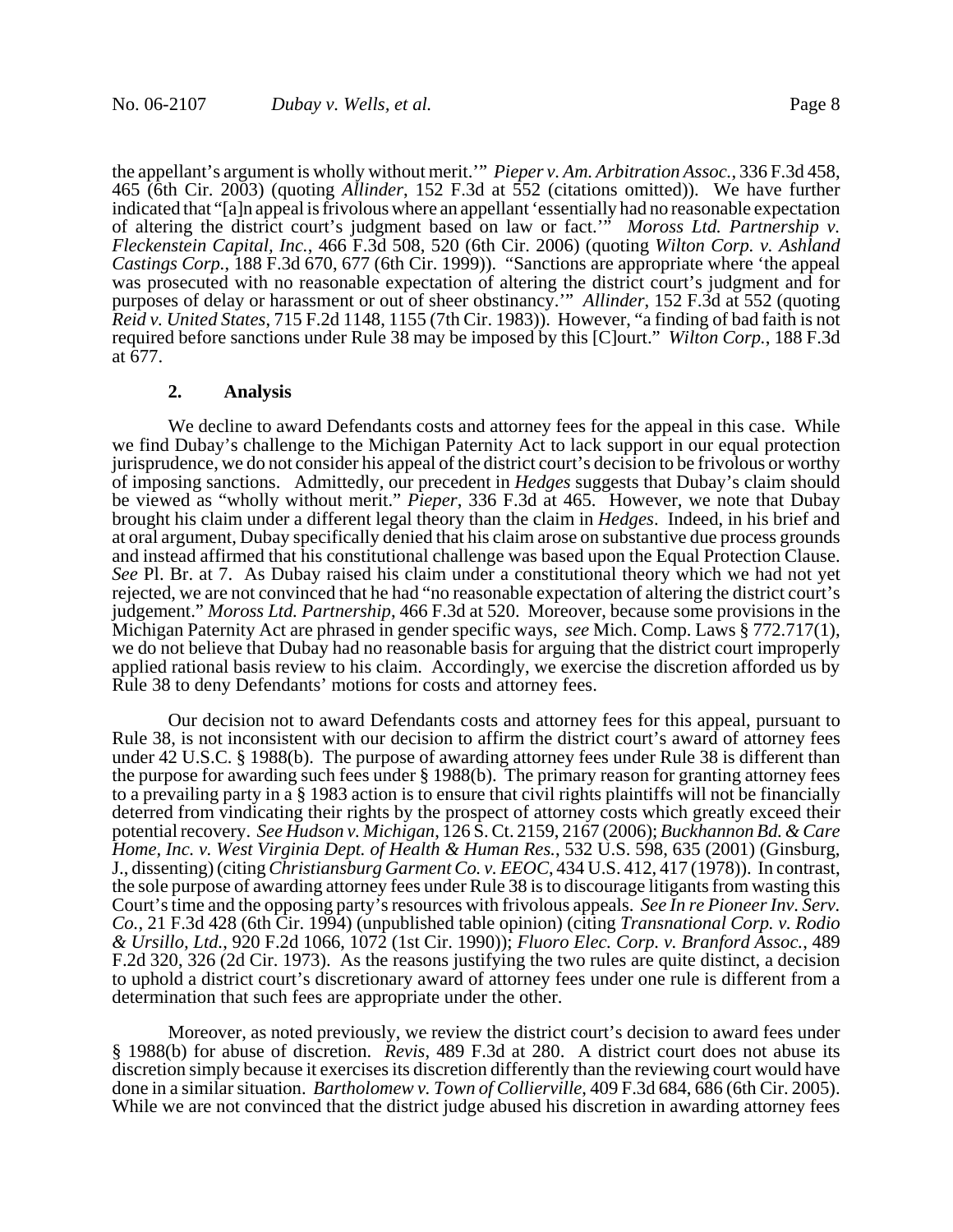the appellant's argument is wholly without merit.'" *Pieper v. Am. Arbitration Assoc.*, 336 F.3d 458, 465 (6th Cir. 2003) (quoting *Allinder*, 152 F.3d at 552 (citations omitted)). We have further indicated that "[a]n appeal is frivolous where an appellant 'essentially had no reasonable expectation of altering the district court's judgment based on law or fact.'" *Moross Ltd. Partnership v. Fleckenstein Capital, Inc.*, 466 F.3d 508, 520 (6th Cir. 2006) (quoting *Wilton Corp. v. Ashland Castings Corp.*, 188 F.3d 670, 677 (6th Cir. 1999)). "Sanctions are appropriate where 'the appeal was prosecuted with no reasonable expectation of altering the district court's judgment and for purposes of delay or harassment or out of sheer obstinancy.'" *Allinder*, 152 F.3d at 552 (quoting *Reid v. United States*, 715 F.2d 1148, 1155 (7th Cir. 1983)). However, "a finding of bad faith is not required before sanctions under Rule 38 may be imposed by this [C]ourt." *Wilton Corp.*, 188 F.3d at 677.

**2. Analysis**

We decline to award Defendants costs and attorney fees for the appeal in this case. While we find Dubay's challenge to the Michigan Paternity Act to lack support in our equal protection jurisprudence, we do not consider his appeal of the district court's decision to be frivolous or worthy of imposing sanctions. Admittedly, our precedent in *Hedges* suggests that Dubay's claim should be viewed as "wholly without merit." *Pieper*, 336 F.3d at 465. However, we note that Dubay brought his claim under a different legal theory than the claim in *Hedges*. Indeed, in his brief and at oral argument, Dubay specifically denied that his claim arose on substantive due process grounds and instead affirmed that his constitutional challenge was based upon the Equal Protection Clause. *See* Pl. Br. at 7. As Dubay raised his claim under a constitutional theory which we had not yet rejected, we are not convinced that he had "no reasonable expectation of altering the district court's judgement." *Moross Ltd. Partnership*, 466 F.3d at 520. Moreover, because some provisions in the Michigan Paternity Act are phrased in gender specific ways, *see* Mich. Comp. Laws § 772.717(1), we do not believe that Dubay had no reasonable basis for arguing that the district court improperly applied rational basis review to his claim. Accordingly, we exercise the discretion afforded us by Rule 38 to deny Defendants' motions for costs and attorney fees.

Our decision not to award Defendants costs and attorney fees for this appeal, pursuant to Rule 38, is not inconsistent with our decision to affirm the district court's award of attorney fees under 42 U.S.C. § 1988(b). The purpose of awarding attorney fees under Rule 38 is different than the purpose for awarding such fees under § 1988(b). The primary reason for granting attorney fees to a prevailing party in a § 1983 action is to ensure that civil rights plaintiffs will not be financially deterred from vindicating their rights by the prospect of attorney costs which greatly exceed their potential recovery. *See Hudson v. Michigan*, 126 S. Ct. 2159, 2167 (2006); *Buckhannon Bd. & Care Home, Inc. v. West Virginia Dept. of Health & Human Res.*, 532 U.S. 598, 635 (2001) (Ginsburg, J., dissenting) (citing *Christiansburg Garment Co. v. EEOC*, 434 U.S. 412, 417 (1978)). In contrast, the sole purpose of awarding attorney fees under Rule 38 is to discourage litigants from wasting this Court's time and the opposing party's resources with frivolous appeals. *See In re Pioneer Inv. Serv. Co.*, 21 F.3d 428 (6th Cir. 1994) (unpublished table opinion) (citing *Transnational Corp. v. Rodio & Ursillo, Ltd.*, 920 F.2d 1066, 1072 (1st Cir. 1990)); *Fluoro Elec. Corp. v. Branford Assoc.*, 489 F.2d 320, 326 (2d Cir. 1973). As the reasons justifying the two rules are quite distinct, a decision to uphold a district court's discretionary award of attorney fees under one rule is different from a determination that such fees are appropriate under the other.

Moreover, as noted previously, we review the district court's decision to award fees under § 1988(b) for abuse of discretion. *Revis*, 489 F.3d at 280. A district court does not abuse its discretion simply because it exercises its discretion differently than the reviewing court would have done in a similar situation. *Bartholomew v. Town of Collierville*, 409 F.3d 684, 686 (6th Cir. 2005). While we are not convinced that the district judge abused his discretion in awarding attorney fees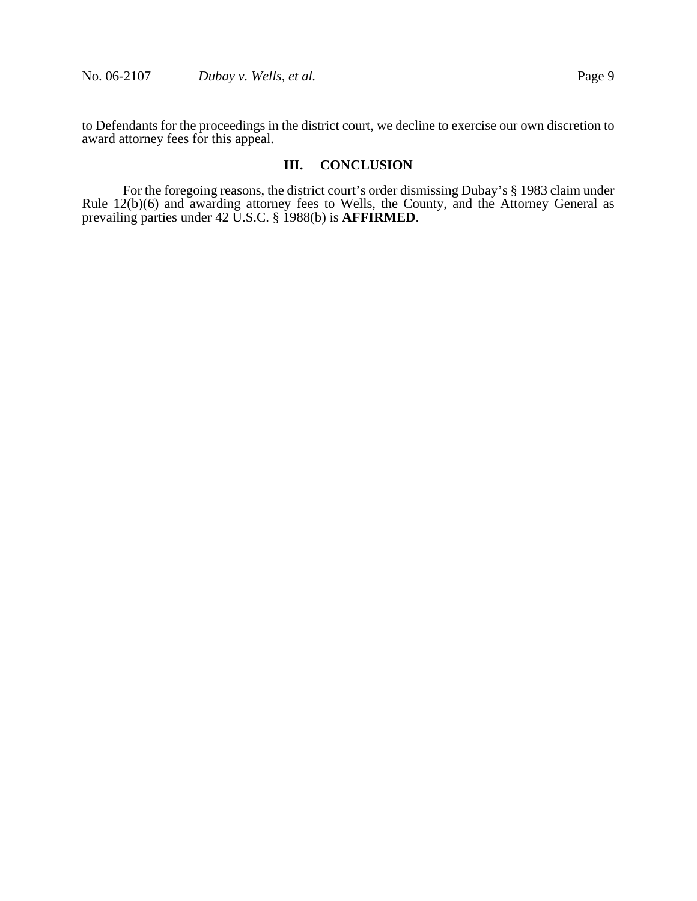to Defendants for the proceedings in the district court, we decline to exercise our own discretion to award attorney fees for this appeal.

## III. CONCLUSION

For the foregoing reasons, the district court's order dismissing Dubay's § 1983 claim under Rule 12(b)(6) and awarding attorney fees to Wells, the County, and the Attorney General as prevailing parties under 42 U.S.C. § 1988(b) is **AFFIRMED**.